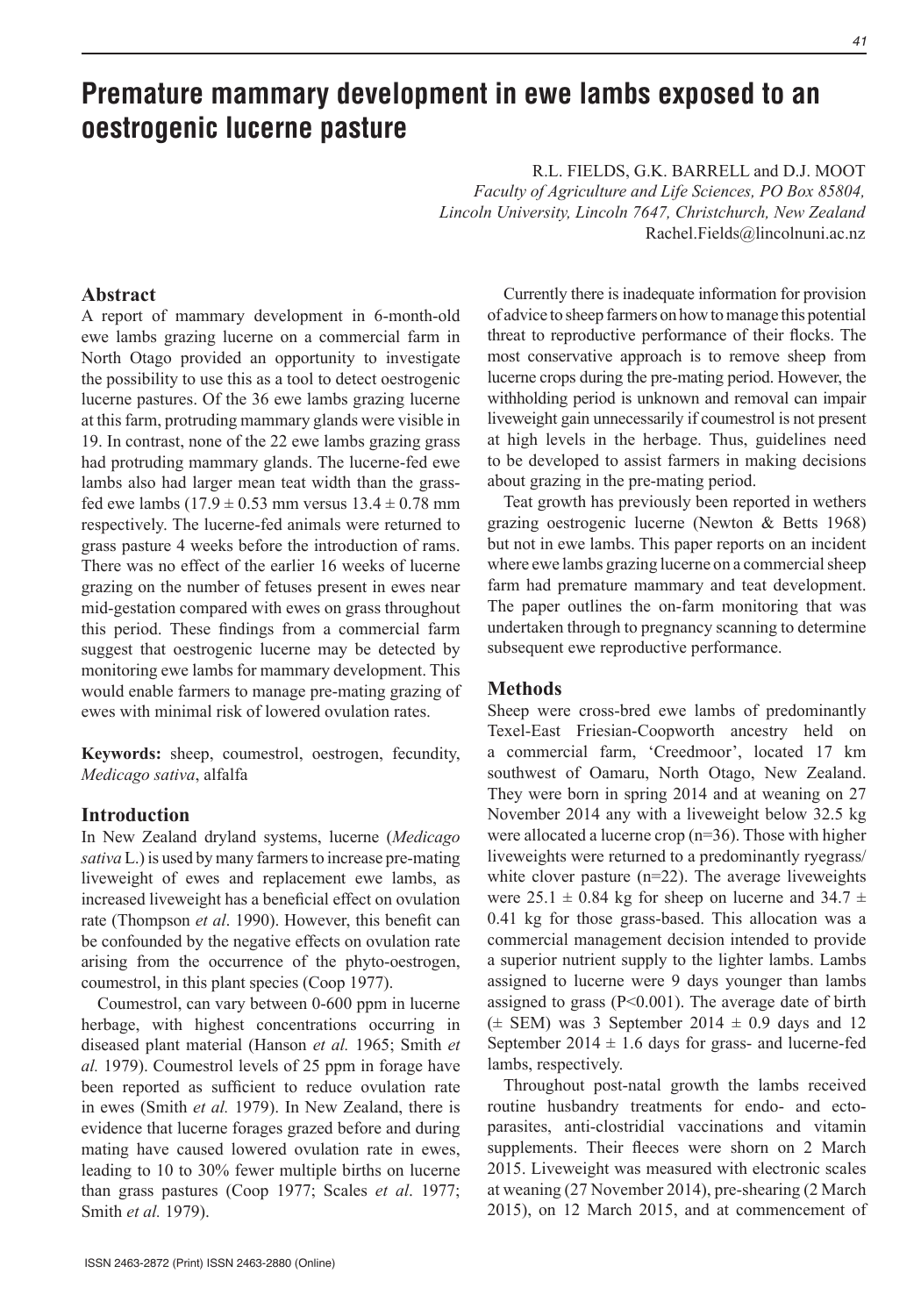# Premature mammary development in ewe lambs exposed to an oestrogenic lucerne pasture

R.L. FIELDS, G.K. BARRELL and D.J. MOOT

*Faculty of Agriculture and Life Sciences, PO Box 85804, Lincoln University, Lincoln 7647, Christchurch, New Zealand*

Rachel.Fields@lincolnuni.ac.nz

## Abstract

A report of mammary development in 6-month-old ewe lambs grazing lucerne on a commercial farm in North Otago provided an opportunity to investigate the possibility to use this as a tool to detect oestrogenic lucerne pastures. Of the 36 ewe lambs grazing lucerne at this farm, protruding mammary glands were visible in 19. In contrast, none of the 22 ewe lambs grazing grass had protruding mammary glands. The lucerne-fed ewe lambs also had larger mean teat width than the grass-fed ewe lambs (17.9 ± 0.53 mm versus 13.4 ± 0.78 mm respectively. The lucerne-fed animals were returned to grass pasture 4 weeks before the introduction of rams. There was no effect of the earlier 16 weeks of lucerne grazing on the number of fetuses present in ewes near mid-gestation compared with ewes on grass throughout this period. These findings from a commercial farm suggest that oestrogenic lucerne may be detected by monitoring ewe lambs for mammary development. This would enable farmers to manage pre-mating grazing of ewes with minimal risk of lowered ovulation rates.

**Keywords:** sheep, coumestrol, oestrogen, fecundity, *Medicago sativa*, alfalfa

## Introduction

In New Zealand dryland systems, lucerne (*Medicago sativa* L.) is used by many farmers to increase pre-mating liveweight of ewes and replacement ewe lambs, as increased liveweight has a beneficial effect on ovulation rate (Thompson *et al*. 1990). However, this benefit can be confounded by the negative effects on ovulation rate arising from the occurrence of the phyto-oestrogen, coumestrol, in this plant species (Coop 1977).

Coumestrol, can vary between 0-600 ppm in lucerne herbage, with highest concentrations occurring in diseased plant material (Hanson *et al.* 1965; Smith *et al.* 1979). Coumestrol levels of 25 ppm in forage have been reported as sufficient to reduce ovulation rate in ewes (Smith *et al.* 1979). In New Zealand, there is evidence that lucerne forages grazed before and during mating have caused lowered ovulation rate in ewes, leading to 10 to 30% fewer multiple births on lucerne than grass pastures (Coop 1977; Scales *et al*. 1977; Smith *et al.* 1979).

Currently there is inadequate information for provision of advice to sheep farmers on how to manage this potential threat to reproductive performance of their flocks. The most conservative approach is to remove sheep from lucerne crops during the pre-mating period. However, the withholding period is unknown and removal can impair liveweight gain unnecessarily if coumestrol is not present at high levels in the herbage. Thus, guidelines need to be developed to assist farmers in making decisions about grazing in the pre-mating period.

Teat growth has previously been reported in wethers grazing oestrogenic lucerne (Newton & Betts 1968) but not in ewe lambs. This paper reports on an incident where ewe lambs grazing lucerne on a commercial sheep farm had premature mammary and teat development. The paper outlines the on-farm monitoring that was undertaken through to pregnancy scanning to determine subsequent ewe reproductive performance.

## Methods

Sheep were cross-bred ewe lambs of predominantly Texel-East Friesian-Coopworth ancestry held on a commercial farm, 'Creedmoor', located 17 km southwest of Oamaru, North Otago, New Zealand. They were born in spring 2014 and at weaning on 27 November 2014 any with a liveweight below 32.5 kg were allocated a lucerne crop (n=36). Those with higher liveweights were returned to a predominantly ryegrass/white clover pasture (n=22). The average liveweights were 25.1 ± 0.84 kg for sheep on lucerne and 34.7 ± 0.41 kg for those grass-based. This allocation was a commercial management decision intended to provide a superior nutrient supply to the lighter lambs. Lambs assigned to lucerne were 9 days younger than lambs assigned to grass ($P<0.001$). The average date of birth (± SEM) was 3 September 2014 ± 0.9 days and 12 September 2014 ± 1.6 days for grass- and lucerne-fed lambs, respectively.

Throughout post-natal growth the lambs received routine husbandry treatments for endo- and ecto-parasites, anti-clostridial vaccinations and vitamin supplements. Their fleeces were shorn on 2 March 2015. Liveweight was measured with electronic scales at weaning (27 November 2014), pre-shearing (2 March 2015), on 12 March 2015, and at commencement of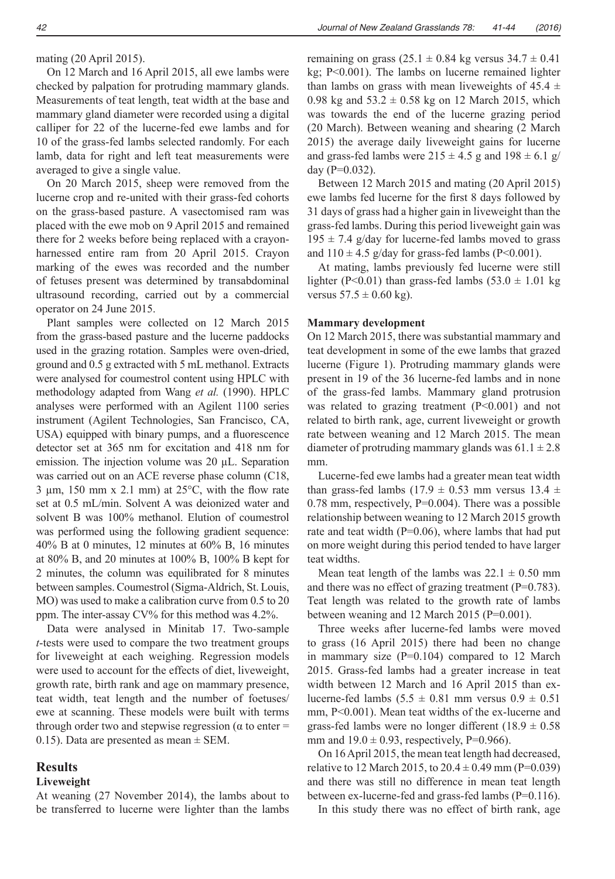mating (20 April 2015).

On 12 March and 16 April 2015, all ewe lambs were checked by palpation for protruding mammary glands. Measurements of teat length, teat width at the base and mammary gland diameter were recorded using a digital calliper for 22 of the lucerne-fed ewe lambs and for 10 of the grass-fed lambs selected randomly. For each lamb, data for right and left teat measurements were averaged to give a single value.

On 20 March 2015, sheep were removed from the lucerne crop and re-united with their grass-fed cohorts on the grass-based pasture. A vasectomised ram was placed with the ewe mob on 9 April 2015 and remained there for 2 weeks before being replaced with a crayon-harnessed entire ram from 20 April 2015. Crayon marking of the ewes was recorded and the number of fetuses present was determined by transabdominal ultrasound recording, carried out by a commercial operator on 24 June 2015.

Plant samples were collected on 12 March 2015 from the grass-based pasture and the lucerne paddocks used in the grazing rotation. Samples were oven-dried, ground and 0.5 g extracted with 5 mL methanol. Extracts were analysed for coumestrol content using HPLC with methodology adapted from Wang *et al.* (1990). HPLC analyses were performed with an Agilent 1100 series instrument (Agilent Technologies, San Francisco, CA, USA) equipped with binary pumps, and a fluorescence detector set at 365 nm for excitation and 418 nm for emission. The injection volume was 20 µL. Separation was carried out on an ACE reverse phase column (C18, 3 µm, 150 mm x 2.1 mm) at 25°C, with the flow rate set at 0.5 mL/min. Solvent A was deionized water and solvent B was 100% methanol. Elution of coumestrol was performed using the following gradient sequence: 40% B at 0 minutes, 12 minutes at 60% B, 16 minutes at 80% B, and 20 minutes at 100% B, 100% B kept for 2 minutes, the column was equilibrated for 8 minutes between samples. Coumestrol (Sigma-Aldrich, St. Louis, MO) was used to make a calibration curve from 0.5 to 20 ppm. The inter-assay CV% for this method was 4.2%.

Data were analysed in Minitab 17. Two-sample *t*-tests were used to compare the two treatment groups for liveweight at each weighing. Regression models were used to account for the effects of diet, liveweight, growth rate, birth rank and age on mammary presence, teat width, teat length and the number of foetuses/ewe at scanning. These models were built with terms through order two and stepwise regression ($\alpha$ to enter = 0.15). Data are presented as mean ± SEM.

## Results

### Liveweight

At weaning (27 November 2014), the lambs about to be transferred to lucerne were lighter than the lambs remaining on grass (25.1 ± 0.84 kg versus 34.7 ± 0.41 kg; $P<0.001$). The lambs on lucerne remained lighter than lambs on grass with mean liveweights of 45.4 ± 0.98 kg and 53.2 ± 0.58 kg on 12 March 2015, which was towards the end of the lucerne grazing period (20 March). Between weaning and shearing (2 March 2015) the average daily liveweight gains for lucerne and grass-fed lambs were 215 ± 4.5 g and 198 ± 6.1 g/day ($P=0.032$).

Between 12 March 2015 and mating (20 April 2015) ewe lambs fed lucerne for the first 8 days followed by 31 days of grass had a higher gain in liveweight than the grass-fed lambs. During this period liveweight gain was 195 ± 7.4 g/day for lucerne-fed lambs moved to grass and 110 ± 4.5 g/day for grass-fed lambs ($P<0.001$).

At mating, lambs previously fed lucerne were still lighter ($P<0.01$) than grass-fed lambs (53.0 ± 1.01 kg versus 57.5 ± 0.60 kg).

### Mammary development

On 12 March 2015, there was substantial mammary and teat development in some of the ewe lambs that grazed lucerne (Figure 1). Protruding mammary glands were present in 19 of the 36 lucerne-fed lambs and in none of the grass-fed lambs. Mammary gland protrusion was related to grazing treatment ($P<0.001$) and not related to birth rank, age, current liveweight or growth rate between weaning and 12 March 2015. The mean diameter of protruding mammary glands was 61.1 ± 2.8 mm.

Lucerne-fed ewe lambs had a greater mean teat width than grass-fed lambs (17.9 ± 0.53 mm versus 13.4 ± 0.78 mm, respectively, $P=0.004$). There was a possible relationship between weaning to 12 March 2015 growth rate and teat width ($P=0.06$), where lambs that had put on more weight during this period tended to have larger teat widths.

Mean teat length of the lambs was 22.1 ± 0.50 mm and there was no effect of grazing treatment ($P=0.783$). Teat length was related to the growth rate of lambs between weaning and 12 March 2015 ($P=0.001$).

Three weeks after lucerne-fed lambs were moved to grass (16 April 2015) there had been no change in mammary size ($P=0.104$) compared to 12 March 2015. Grass-fed lambs had a greater increase in teat width between 12 March and 16 April 2015 than ex-lucerne-fed lambs (5.5 ± 0.81 mm versus 0.9 ± 0.51 mm, $P<0.001$). Mean teat widths of the ex-lucerne and grass-fed lambs were no longer different (18.9 ± 0.58 mm and 19.0 ± 0.93, respectively, $P=0.966$).

On 16 April 2015, the mean teat length had decreased, relative to 12 March 2015, to 20.4 ± 0.49 mm ($P=0.039$) and there was still no difference in mean teat length between ex-lucerne-fed and grass-fed lambs ($P=0.116$).

In this study there was no effect of birth rank, age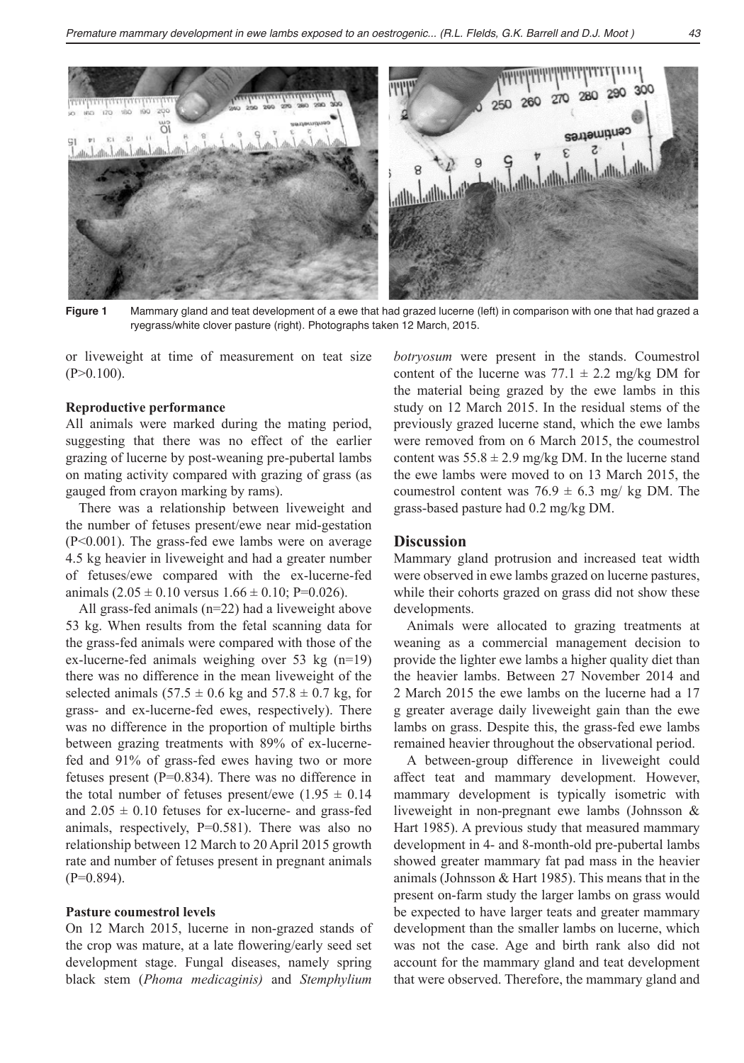Figure 1 Mammary gland and teat development of a ewe that had grazed lucerne (left) in comparison with one that had grazed a ryegrass/white clover pasture (right). Photographs taken 12 March, 2015.

or liveweight at time of measurement on teat size ($P>0.100$).

### Reproductive performance

All animals were marked during the mating period, suggesting that there was no effect of the earlier grazing of lucerne by post-weaning pre-pubertal lambs on mating activity compared with grazing of grass (as gauged from crayon marking by rams).

There was a relationship between liveweight and the number of fetuses present/ewe near mid-gestation ($P<0.001$). The grass-fed ewe lambs were on average 4.5 kg heavier in liveweight and had a greater number of fetuses/ewe compared with the ex-lucerne-fed animals ($2.05 \pm 0.10$ versus $1.66 \pm 0.10$; $P=0.026$).

All grass-fed animals (n=22) had a liveweight above 53 kg. When results from the fetal scanning data for the grass-fed animals were compared with those of the ex-lucerne-fed animals weighing over 53 kg (n=19) there was no difference in the mean liveweight of the selected animals ($57.5 \pm 0.6$ kg and $57.8 \pm 0.7$ kg, for grass- and ex-lucerne-fed ewes, respectively). There was no difference in the proportion of multiple births between grazing treatments with 89% of ex-lucerne-fed and 91% of grass-fed ewes having two or more fetuses present ($P=0.834$). There was no difference in the total number of fetuses present/ewe ($1.95 \pm 0.14$ and $2.05 \pm 0.10$ fetuses for ex-lucerne- and grass-fed animals, respectively, $P=0.581$). There was also no relationship between 12 March to 20 April 2015 growth rate and number of fetuses present in pregnant animals ($P=0.894$).

### Pasture coumestrol levels

On 12 March 2015, lucerne in non-grazed stands of the crop was mature, at a late flowering/early seed set development stage. Fungal diseases, namely spring black stem (*Phoma medicaginis)* and *Stemphylium botryosum* were present in the stands. Coumestrol content of the lucerne was $77.1 \pm 2.2$ mg/kg DM for the material being grazed by the ewe lambs in this study on 12 March 2015. In the residual stems of the previously grazed lucerne stand, which the ewe lambs were removed from on 6 March 2015, the coumestrol content was $55.8 \pm 2.9$ mg/kg DM. In the lucerne stand the ewe lambs were moved to on 13 March 2015, the coumestrol content was $76.9 \pm 6.3$ mg/ kg DM. The grass-based pasture had 0.2 mg/kg DM.

## Discussion

Mammary gland protrusion and increased teat width were observed in ewe lambs grazed on lucerne pastures, while their cohorts grazed on grass did not show these developments.

Animals were allocated to grazing treatments at weaning as a commercial management decision to provide the lighter ewe lambs a higher quality diet than the heavier lambs. Between 27 November 2014 and 2 March 2015 the ewe lambs on the lucerne had a 17 g greater average daily liveweight gain than the ewe lambs on grass. Despite this, the grass-fed ewe lambs remained heavier throughout the observational period.

A between-group difference in liveweight could affect teat and mammary development. However, mammary development is typically isometric with liveweight in non-pregnant ewe lambs (Johnsson & Hart 1985). A previous study that measured mammary development in 4- and 8-month-old pre-pubertal lambs showed greater mammary fat pad mass in the heavier animals (Johnsson & Hart 1985). This means that in the present on-farm study the larger lambs on grass would be expected to have larger teats and greater mammary development than the smaller lambs on lucerne, which was not the case. Age and birth rank also did not account for the mammary gland and teat development that were observed. Therefore, the mammary gland and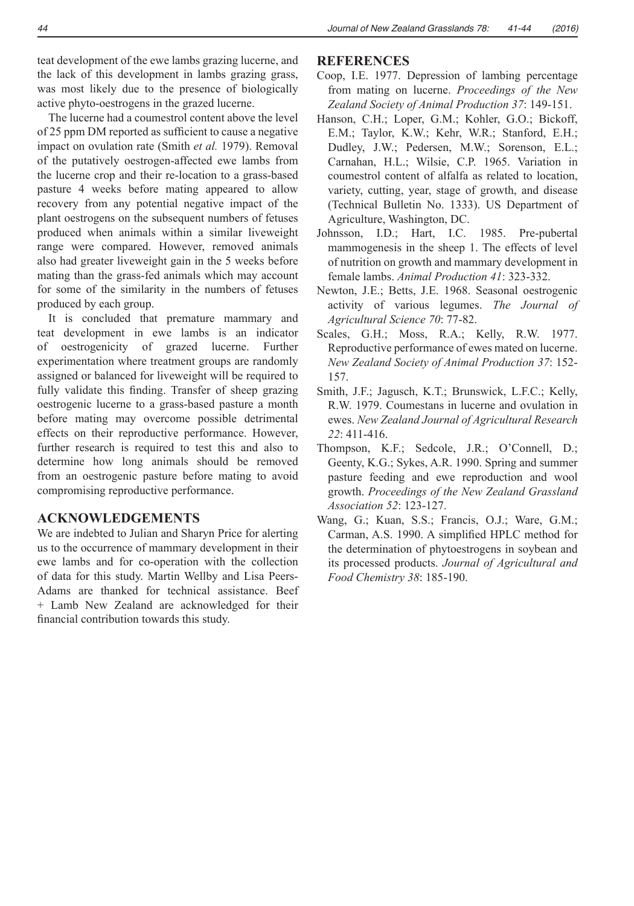teat development of the ewe lambs grazing lucerne, and the lack of this development in lambs grazing grass, was most likely due to the presence of biologically active phyto-oestrogens in the grazed lucerne.

The lucerne had a coumestrol content above the level of 25 ppm DM reported as sufficient to cause a negative impact on ovulation rate (Smith *et al.* 1979). Removal of the putatively oestrogen-affected ewe lambs from the lucerne crop and their re-location to a grass-based pasture 4 weeks before mating appeared to allow recovery from any potential negative impact of the plant oestrogens on the subsequent numbers of fetuses produced when animals within a similar liveweight range were compared. However, removed animals also had greater liveweight gain in the 5 weeks before mating than the grass-fed animals which may account for some of the similarity in the numbers of fetuses produced by each group.

It is concluded that premature mammary and teat development in ewe lambs is an indicator of oestrogenicity of grazed lucerne. Further experimentation where treatment groups are randomly assigned or balanced for liveweight will be required to fully validate this finding. Transfer of sheep grazing oestrogenic lucerne to a grass-based pasture a month before mating may overcome possible detrimental effects on their reproductive performance. However, further research is required to test this and also to determine how long animals should be removed from an oestrogenic pasture before mating to avoid compromising reproductive performance.

## ACKNOWLEDGEMENTS

We are indebted to Julian and Sharyn Price for alerting us to the occurrence of mammary development in their ewe lambs and for co-operation with the collection of data for this study. Martin Wellby and Lisa Peers-Adams are thanked for technical assistance. Beef + Lamb New Zealand are acknowledged for their financial contribution towards this study.

## REFERENCES

Coop, I.E. 1977. Depression of lambing percentage from mating on lucerne. *Proceedings of the New Zealand Society of Animal Production 37*: 149-151.

Hanson, C.H.; Loper, G.M.; Kohler, G.O.; Bickoff, E.M.; Taylor, K.W.; Kehr, W.R.; Stanford, E.H.; Dudley, J.W.; Pedersen, M.W.; Sorenson, E.L.; Carnahan, H.L.; Wilsie, C.P. 1965. Variation in coumestrol content of alfalfa as related to location, variety, cutting, year, stage of growth, and disease (Technical Bulletin No. 1333). US Department of Agriculture, Washington, DC.

Johnsson, I.D.; Hart, I.C. 1985. Pre-pubertal mammogenesis in the sheep 1. The effects of level of nutrition on growth and mammary development in female lambs. *Animal Production 41*: 323-332.

Newton, J.E.; Betts, J.E. 1968. Seasonal oestrogenic activity of various legumes. *The Journal of Agricultural Science 70*: 77-82.

Scales, G.H.; Moss, R.A.; Kelly, R.W. 1977. Reproductive performance of ewes mated on lucerne. *New Zealand Society of Animal Production 37*: 152-157.

Smith, J.F.; Jagusch, K.T.; Brunswick, L.F.C.; Kelly, R.W. 1979. Coumestans in lucerne and ovulation in ewes. *New Zealand Journal of Agricultural Research 22*: 411-416.

Thompson, K.F.; Sedcole, J.R.; O'Connell, D.; Geenty, K.G.; Sykes, A.R. 1990. Spring and summer pasture feeding and ewe reproduction and wool growth. *Proceedings of the New Zealand Grassland Association 52*: 123-127.

Wang, G.; Kuan, S.S.; Francis, O.J.; Ware, G.M.; Carman, A.S. 1990. A simplified HPLC method for the determination of phytoestrogens in soybean and its processed products. *Journal of Agricultural and Food Chemistry 38*: 185-190.